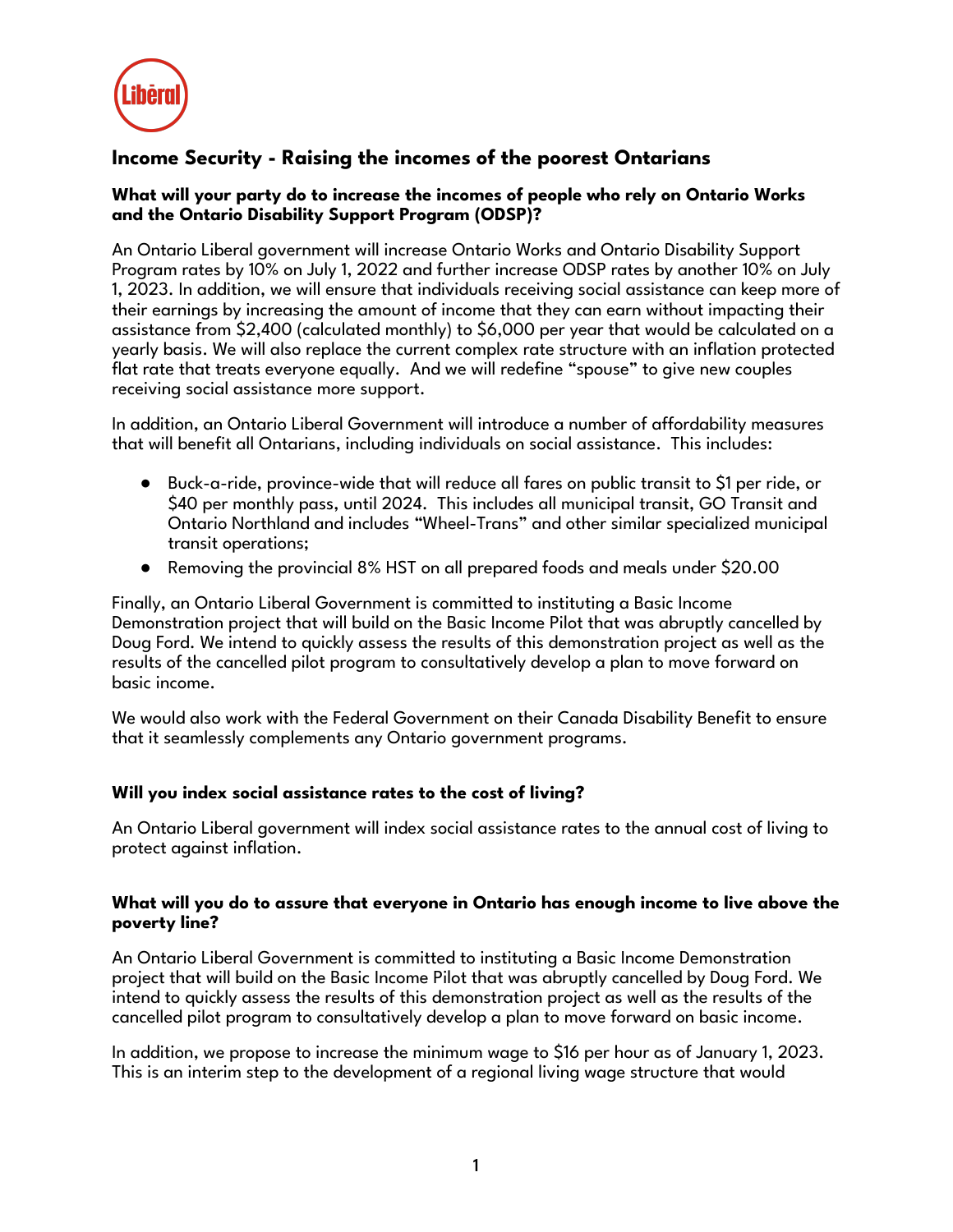## Income Security - Raising the incomes of the poorest Ontarians

**What will your party do to increase the incomes of people who rely on Ontario Works and the Ontario Disability Support Program (ODSP)?**

An Ontario Liberal government will increase Ontario Works and Ontario Disability Support Program rates by 10% on July 1, 2022 and further increase ODSP rates by another 10% on July 1, 2023. In addition, we will ensure that individuals receiving social assistance can keep more of their earnings by increasing the amount of income that they can earn without impacting their assistance from $2,400 (calculated monthly) to $6,000 per year that would be calculated on a yearly basis. We will also replace the current complex rate structure with an inflation protected flat rate that treats everyone equally. And we will redefine "spouse" to give new couples receiving social assistance more support.

In addition, an Ontario Liberal Government will introduce a number of affordability measures that will benefit all Ontarians, including individuals on social assistance. This includes:

- Buck-a-ride, province-wide that will reduce all fares on public transit to $1 per ride, or $40 per monthly pass, until 2024. This includes all municipal transit, GO Transit and Ontario Northland and includes "Wheel-Trans" and other similar specialized municipal transit operations;
- Removing the provincial 8% HST on all prepared foods and meals under $20.00

Finally, an Ontario Liberal Government is committed to instituting a Basic Income Demonstration project that will build on the Basic Income Pilot that was abruptly cancelled by Doug Ford. We intend to quickly assess the results of this demonstration project as well as the results of the cancelled pilot program to consultatively develop a plan to move forward on basic income.

We would also work with the Federal Government on their Canada Disability Benefit to ensure that it seamlessly complements any Ontario government programs.

**Will you index social assistance rates to the cost of living?**

An Ontario Liberal government will index social assistance rates to the annual cost of living to protect against inflation.

**What will you do to assure that everyone in Ontario has enough income to live above the poverty line?**

An Ontario Liberal Government is committed to instituting a Basic Income Demonstration project that will build on the Basic Income Pilot that was abruptly cancelled by Doug Ford. We intend to quickly assess the results of this demonstration project as well as the results of the cancelled pilot program to consultatively develop a plan to move forward on basic income.

In addition, we propose to increase the minimum wage to $16 per hour as of January 1, 2023. This is an interim step to the development of a regional living wage structure that would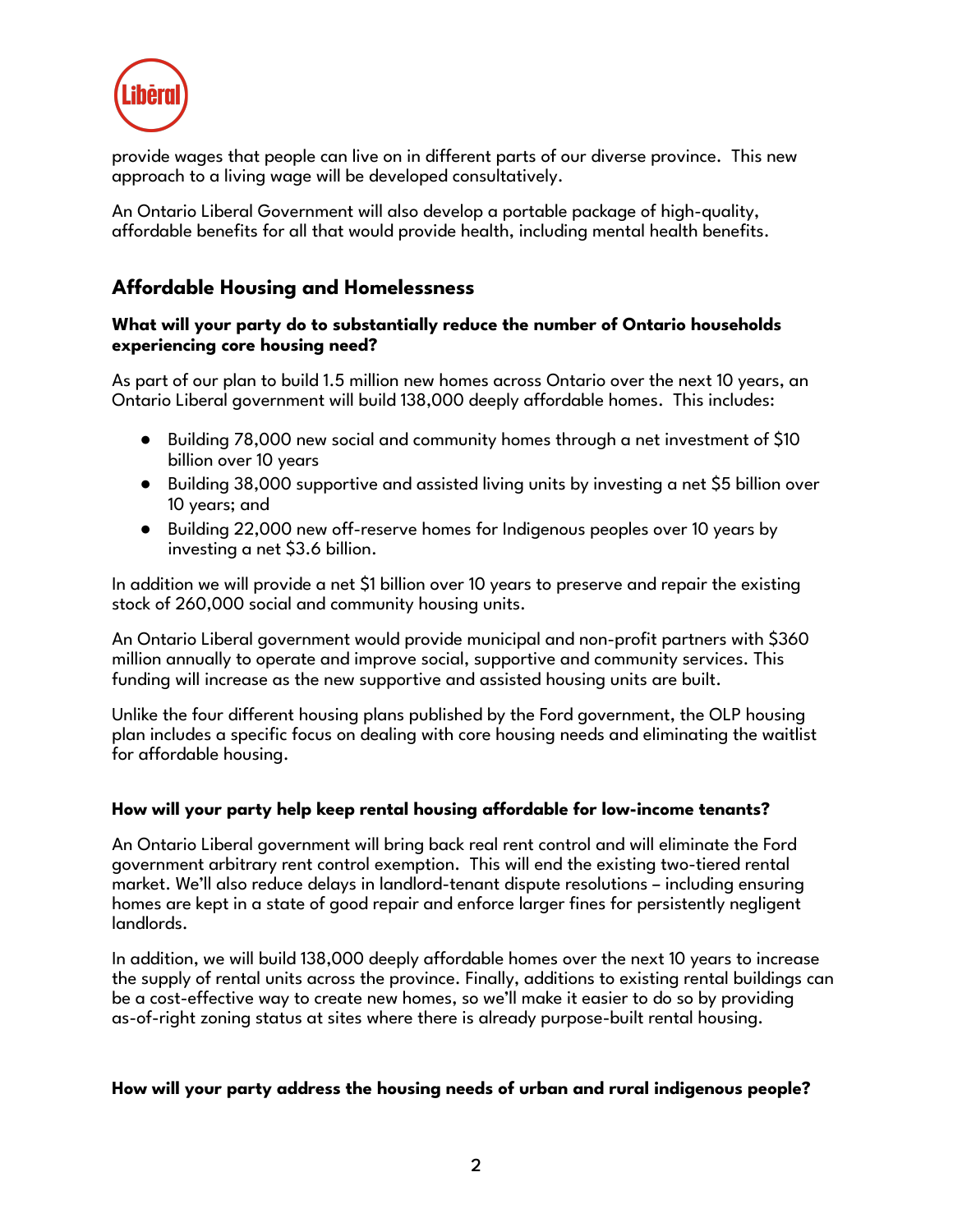provide wages that people can live on in different parts of our diverse province. This new approach to a living wage will be developed consultatively.

An Ontario Liberal Government will also develop a portable package of high-quality, affordable benefits for all that would provide health, including mental health benefits.

## Affordable Housing and Homelessness

**What will your party do to substantially reduce the number of Ontario households experiencing core housing need?**

As part of our plan to build 1.5 million new homes across Ontario over the next 10 years, an Ontario Liberal government will build 138,000 deeply affordable homes. This includes:

- Building 78,000 new social and community homes through a net investment of $10 billion over 10 years
- Building 38,000 supportive and assisted living units by investing a net $5 billion over 10 years; and
- Building 22,000 new off-reserve homes for Indigenous peoples over 10 years by investing a net $3.6 billion.

In addition we will provide a net $1 billion over 10 years to preserve and repair the existing stock of 260,000 social and community housing units.

An Ontario Liberal government would provide municipal and non-profit partners with $360 million annually to operate and improve social, supportive and community services. This funding will increase as the new supportive and assisted housing units are built.

Unlike the four different housing plans published by the Ford government, the OLP housing plan includes a specific focus on dealing with core housing needs and eliminating the waitlist for affordable housing.

**How will your party help keep rental housing affordable for low-income tenants?**

An Ontario Liberal government will bring back real rent control and will eliminate the Ford government arbitrary rent control exemption. This will end the existing two-tiered rental market. We'll also reduce delays in landlord-tenant dispute resolutions – including ensuring homes are kept in a state of good repair and enforce larger fines for persistently negligent landlords.

In addition, we will build 138,000 deeply affordable homes over the next 10 years to increase the supply of rental units across the province. Finally, additions to existing rental buildings can be a cost-effective way to create new homes, so we'll make it easier to do so by providing as-of-right zoning status at sites where there is already purpose-built rental housing.

**How will your party address the housing needs of urban and rural indigenous people?**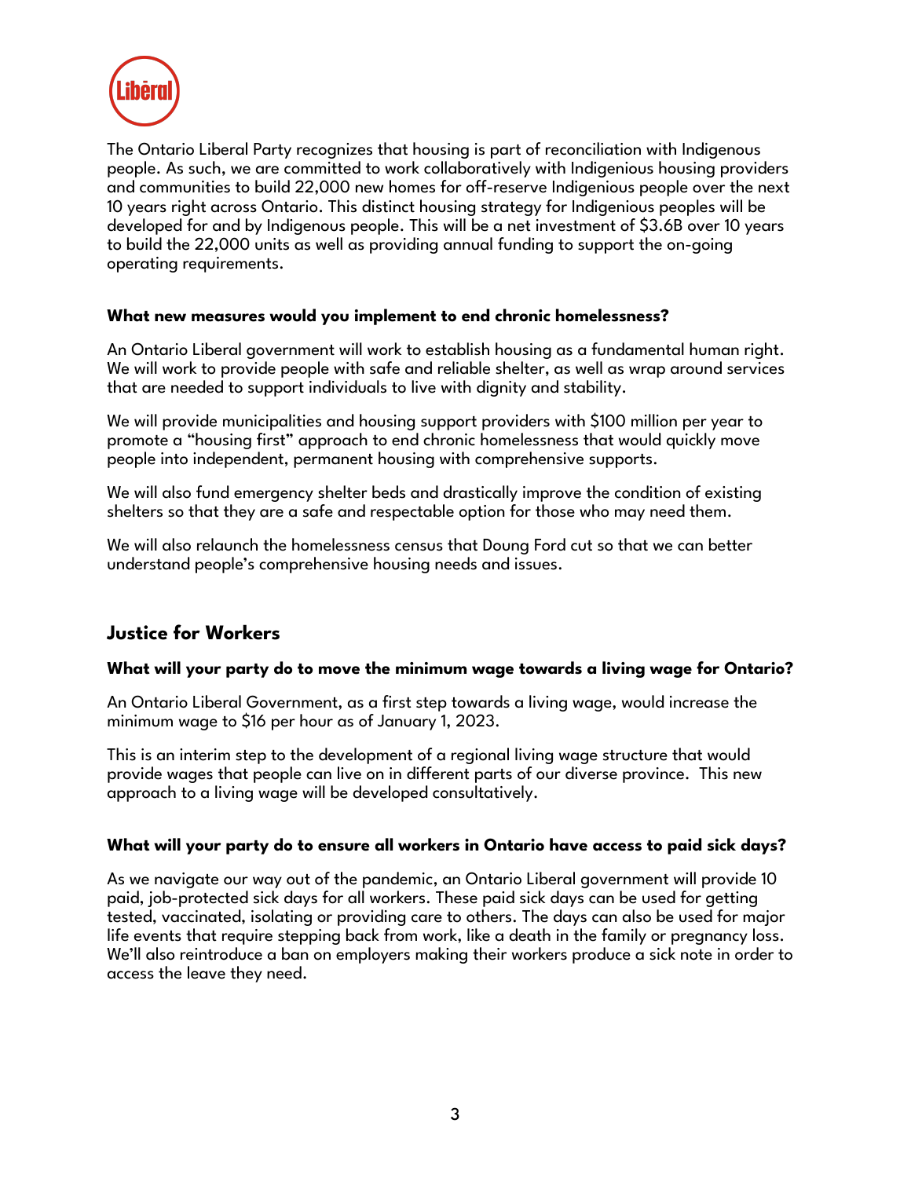The Ontario Liberal Party recognizes that housing is part of reconciliation with Indigenous people. As such, we are committed to work collaboratively with Indigenious housing providers and communities to build 22,000 new homes for off-reserve Indigenious people over the next 10 years right across Ontario. This distinct housing strategy for Indigenious peoples will be developed for and by Indigenous people. This will be a net investment of $3.6B over 10 years to build the 22,000 units as well as providing annual funding to support the on-going operating requirements.

**What new measures would you implement to end chronic homelessness?**

An Ontario Liberal government will work to establish housing as a fundamental human right. We will work to provide people with safe and reliable shelter, as well as wrap around services that are needed to support individuals to live with dignity and stability.

We will provide municipalities and housing support providers with $100 million per year to promote a "housing first" approach to end chronic homelessness that would quickly move people into independent, permanent housing with comprehensive supports.

We will also fund emergency shelter beds and drastically improve the condition of existing shelters so that they are a safe and respectable option for those who may need them.

We will also relaunch the homelessness census that Doung Ford cut so that we can better understand people's comprehensive housing needs and issues.

## Justice for Workers

**What will your party do to move the minimum wage towards a living wage for Ontario?**

An Ontario Liberal Government, as a first step towards a living wage, would increase the minimum wage to $16 per hour as of January 1, 2023.

This is an interim step to the development of a regional living wage structure that would provide wages that people can live on in different parts of our diverse province. This new approach to a living wage will be developed consultatively.

**What will your party do to ensure all workers in Ontario have access to paid sick days?**

As we navigate our way out of the pandemic, an Ontario Liberal government will provide 10 paid, job-protected sick days for all workers. These paid sick days can be used for getting tested, vaccinated, isolating or providing care to others. The days can also be used for major life events that require stepping back from work, like a death in the family or pregnancy loss. We'll also reintroduce a ban on employers making their workers produce a sick note in order to access the leave they need.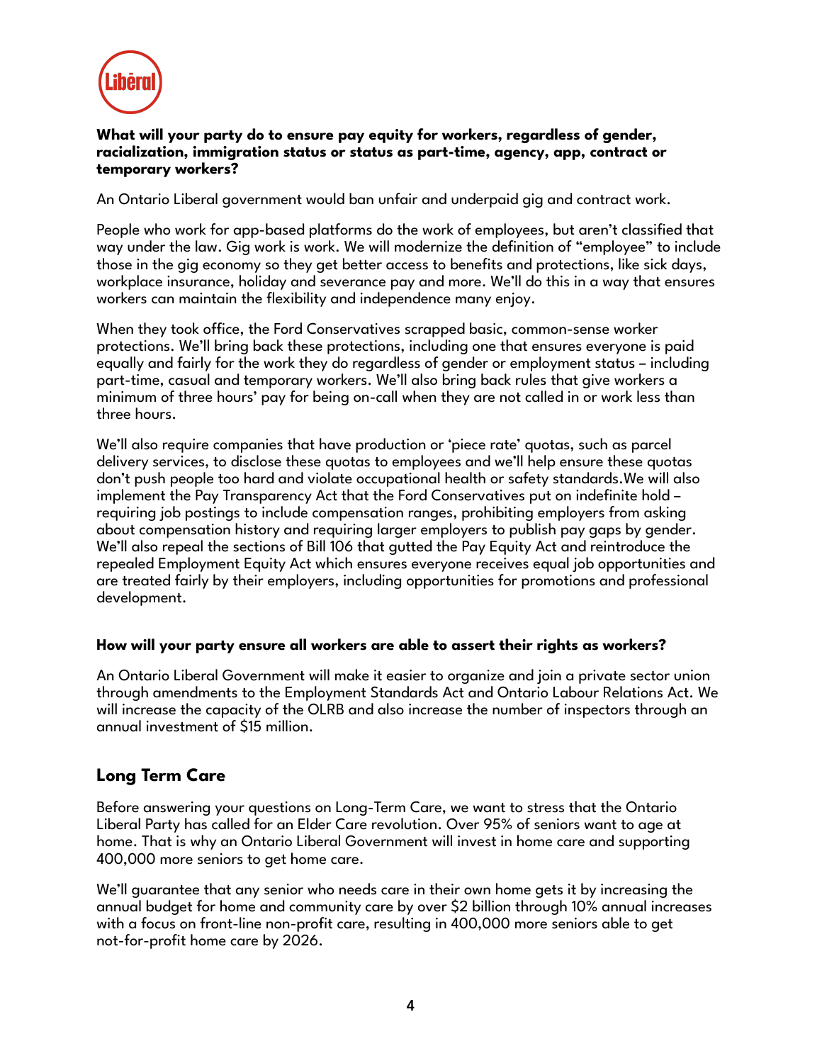**What will your party do to ensure pay equity for workers, regardless of gender, racialization, immigration status or status as part-time, agency, app, contract or temporary workers?**

An Ontario Liberal government would ban unfair and underpaid gig and contract work.

People who work for app-based platforms do the work of employees, but aren't classified that way under the law. Gig work is work. We will modernize the definition of "employee" to include those in the gig economy so they get better access to benefits and protections, like sick days, workplace insurance, holiday and severance pay and more. We'll do this in a way that ensures workers can maintain the flexibility and independence many enjoy.

When they took office, the Ford Conservatives scrapped basic, common-sense worker protections. We'll bring back these protections, including one that ensures everyone is paid equally and fairly for the work they do regardless of gender or employment status – including part-time, casual and temporary workers. We'll also bring back rules that give workers a minimum of three hours' pay for being on-call when they are not called in or work less than three hours.

We'll also require companies that have production or 'piece rate' quotas, such as parcel delivery services, to disclose these quotas to employees and we'll help ensure these quotas don't push people too hard and violate occupational health or safety standards.We will also implement the Pay Transparency Act that the Ford Conservatives put on indefinite hold – requiring job postings to include compensation ranges, prohibiting employers from asking about compensation history and requiring larger employers to publish pay gaps by gender. We'll also repeal the sections of Bill 106 that gutted the Pay Equity Act and reintroduce the repealed Employment Equity Act which ensures everyone receives equal job opportunities and are treated fairly by their employers, including opportunities for promotions and professional development.

**How will your party ensure all workers are able to assert their rights as workers?**

An Ontario Liberal Government will make it easier to organize and join a private sector union through amendments to the Employment Standards Act and Ontario Labour Relations Act. We will increase the capacity of the OLRB and also increase the number of inspectors through an annual investment of $15 million.

## Long Term Care

Before answering your questions on Long-Term Care, we want to stress that the Ontario Liberal Party has called for an Elder Care revolution. Over 95% of seniors want to age at home. That is why an Ontario Liberal Government will invest in home care and supporting 400,000 more seniors to get home care.

We'll guarantee that any senior who needs care in their own home gets it by increasing the annual budget for home and community care by over $2 billion through 10% annual increases with a focus on front-line non-profit care, resulting in 400,000 more seniors able to get not-for-profit home care by 2026.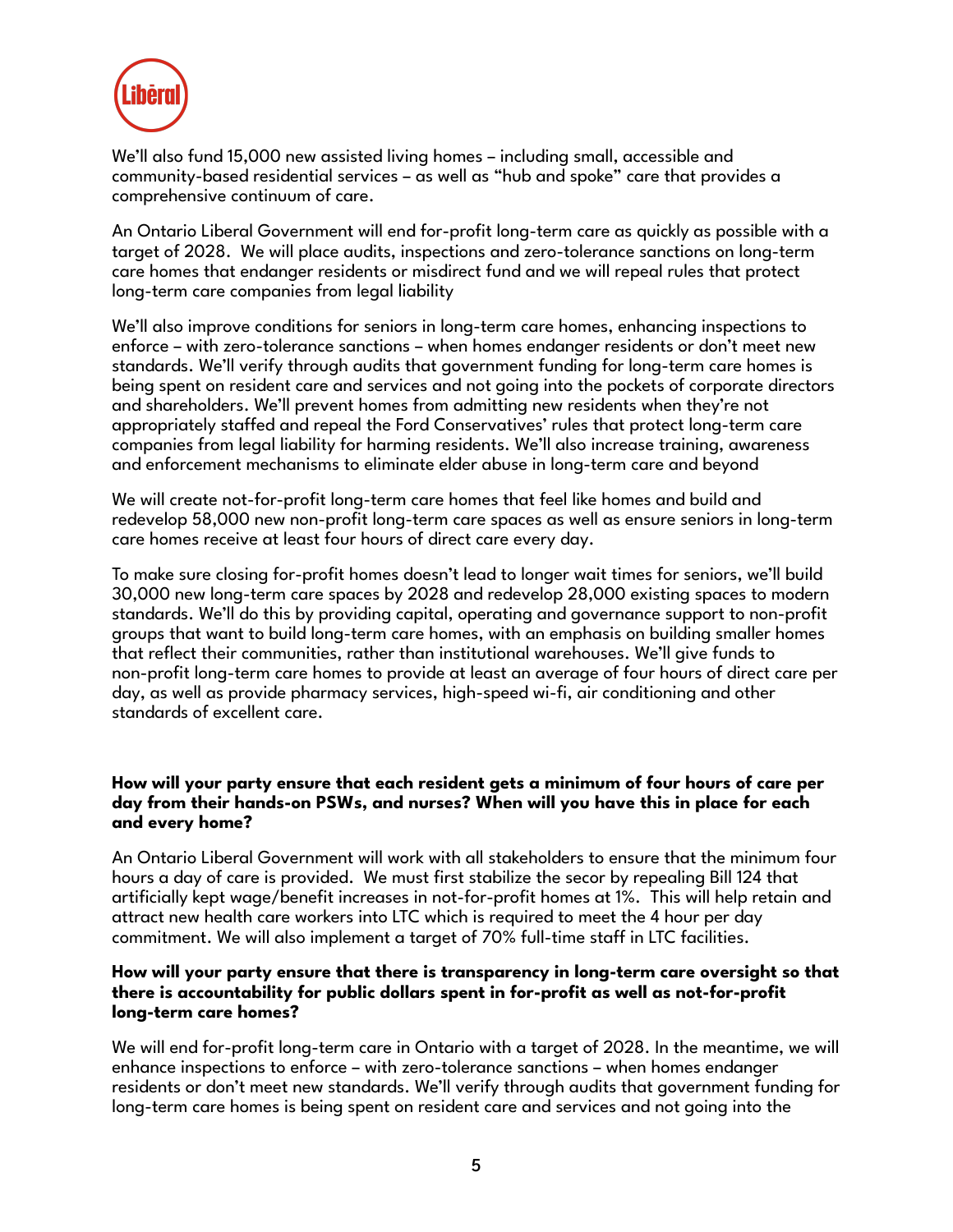We'll also fund 15,000 new assisted living homes – including small, accessible and community-based residential services – as well as "hub and spoke" care that provides a comprehensive continuum of care.

An Ontario Liberal Government will end for-profit long-term care as quickly as possible with a target of 2028. We will place audits, inspections and zero-tolerance sanctions on long-term care homes that endanger residents or misdirect fund and we will repeal rules that protect long-term care companies from legal liability

We'll also improve conditions for seniors in long-term care homes, enhancing inspections to enforce – with zero-tolerance sanctions – when homes endanger residents or don't meet new standards. We'll verify through audits that government funding for long-term care homes is being spent on resident care and services and not going into the pockets of corporate directors and shareholders. We'll prevent homes from admitting new residents when they're not appropriately staffed and repeal the Ford Conservatives' rules that protect long-term care companies from legal liability for harming residents. We'll also increase training, awareness and enforcement mechanisms to eliminate elder abuse in long-term care and beyond

We will create not-for-profit long-term care homes that feel like homes and build and redevelop 58,000 new non-profit long-term care spaces as well as ensure seniors in long-term care homes receive at least four hours of direct care every day.

To make sure closing for-profit homes doesn't lead to longer wait times for seniors, we'll build 30,000 new long-term care spaces by 2028 and redevelop 28,000 existing spaces to modern standards. We'll do this by providing capital, operating and governance support to non-profit groups that want to build long-term care homes, with an emphasis on building smaller homes that reflect their communities, rather than institutional warehouses. We'll give funds to non-profit long-term care homes to provide at least an average of four hours of direct care per day, as well as provide pharmacy services, high-speed wi-fi, air conditioning and other standards of excellent care.

**How will your party ensure that each resident gets a minimum of four hours of care per day from their hands-on PSWs, and nurses? When will you have this in place for each and every home?**

An Ontario Liberal Government will work with all stakeholders to ensure that the minimum four hours a day of care is provided. We must first stabilize the secor by repealing Bill 124 that artificially kept wage/benefit increases in not-for-profit homes at 1%. This will help retain and attract new health care workers into LTC which is required to meet the 4 hour per day commitment. We will also implement a target of 70% full-time staff in LTC facilities.

**How will your party ensure that there is transparency in long-term care oversight so that there is accountability for public dollars spent in for-profit as well as not-for-profit long-term care homes?**

We will end for-profit long-term care in Ontario with a target of 2028. In the meantime, we will enhance inspections to enforce – with zero-tolerance sanctions – when homes endanger residents or don't meet new standards. We'll verify through audits that government funding for long-term care homes is being spent on resident care and services and not going into the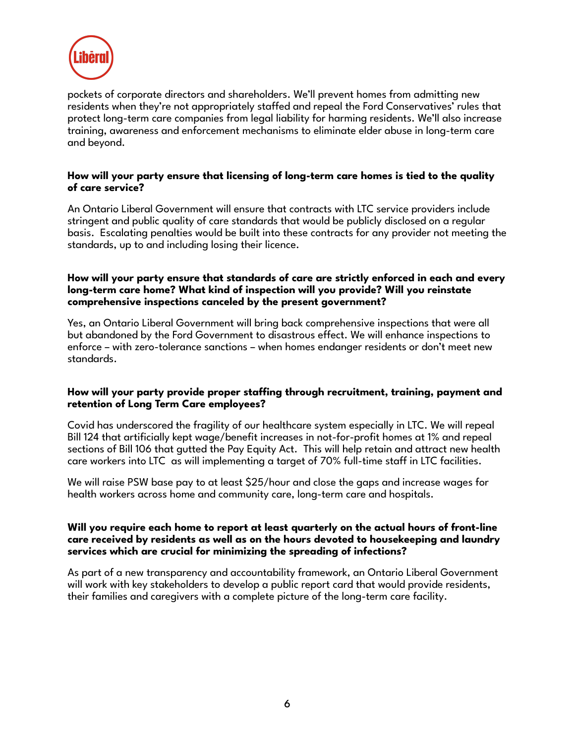pockets of corporate directors and shareholders. We'll prevent homes from admitting new residents when they're not appropriately staffed and repeal the Ford Conservatives' rules that protect long-term care companies from legal liability for harming residents. We'll also increase training, awareness and enforcement mechanisms to eliminate elder abuse in long-term care and beyond.

**How will your party ensure that licensing of long-term care homes is tied to the quality of care service?**

An Ontario Liberal Government will ensure that contracts with LTC service providers include stringent and public quality of care standards that would be publicly disclosed on a regular basis. Escalating penalties would be built into these contracts for any provider not meeting the standards, up to and including losing their licence.

**How will your party ensure that standards of care are strictly enforced in each and every long-term care home? What kind of inspection will you provide? Will you reinstate comprehensive inspections canceled by the present government?**

Yes, an Ontario Liberal Government will bring back comprehensive inspections that were all but abandoned by the Ford Government to disastrous effect. We will enhance inspections to enforce – with zero-tolerance sanctions – when homes endanger residents or don't meet new standards.

**How will your party provide proper staffing through recruitment, training, payment and retention of Long Term Care employees?**

Covid has underscored the fragility of our healthcare system especially in LTC. We will repeal Bill 124 that artificially kept wage/benefit increases in not-for-profit homes at 1% and repeal sections of Bill 106 that gutted the Pay Equity Act. This will help retain and attract new health care workers into LTC as will implementing a target of 70% full-time staff in LTC facilities.

We will raise PSW base pay to at least $25/hour and close the gaps and increase wages for health workers across home and community care, long-term care and hospitals.

**Will you require each home to report at least quarterly on the actual hours of front-line care received by residents as well as on the hours devoted to housekeeping and laundry services which are crucial for minimizing the spreading of infections?**

As part of a new transparency and accountability framework, an Ontario Liberal Government will work with key stakeholders to develop a public report card that would provide residents, their families and caregivers with a complete picture of the long-term care facility.